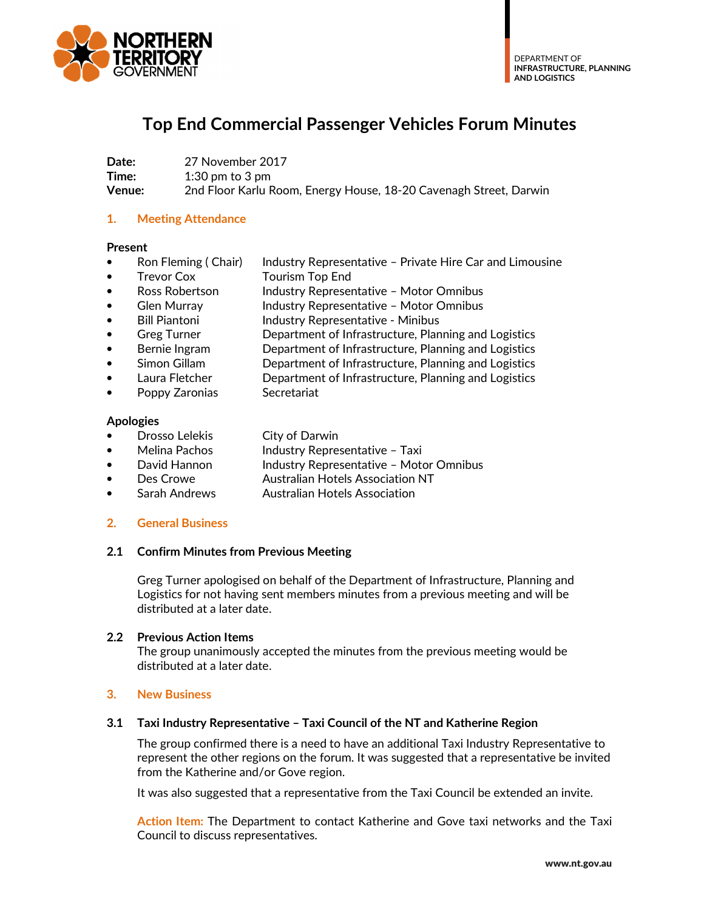DEPARTMENT OF **INFRASTRUCTURE, PLANNING AND LOGISTICS**

# Top End Commercial Passenger Vehicles Forum Minutes

**Date:** 27 November 2017
**Time:** 1:30 pm to 3 pm
**Venue:** 2nd Floor Karlu Room, Energy House, 18-20 Cavenagh Street, Darwin

## 1. Meeting Attendance

**Present**

- Ron Fleming ( Chair) — Industry Representative – Private Hire Car and Limousine
- Trevor Cox — Tourism Top End
- Ross Robertson — Industry Representative – Motor Omnibus
- Glen Murray — Industry Representative – Motor Omnibus
- Bill Piantoni — Industry Representative - Minibus
- Greg Turner — Department of Infrastructure, Planning and Logistics
- Bernie Ingram — Department of Infrastructure, Planning and Logistics
- Simon Gillam — Department of Infrastructure, Planning and Logistics
- Laura Fletcher — Department of Infrastructure, Planning and Logistics
- Poppy Zaronias — Secretariat

**Apologies**

- Drosso Lelekis — City of Darwin
- Melina Pachos — Industry Representative – Taxi
- David Hannon — Industry Representative – Motor Omnibus
- Des Crowe — Australian Hotels Association NT
- Sarah Andrews — Australian Hotels Association

## 2. General Business

### 2.1 Confirm Minutes from Previous Meeting

Greg Turner apologised on behalf of the Department of Infrastructure, Planning and Logistics for not having sent members minutes from a previous meeting and will be distributed at a later date.

### 2.2 Previous Action Items

The group unanimously accepted the minutes from the previous meeting would be distributed at a later date.

## 3. New Business

### 3.1 Taxi Industry Representative – Taxi Council of the NT and Katherine Region

The group confirmed there is a need to have an additional Taxi Industry Representative to represent the other regions on the forum. It was suggested that a representative be invited from the Katherine and/or Gove region.

It was also suggested that a representative from the Taxi Council be extended an invite.

**Action Item:** The Department to contact Katherine and Gove taxi networks and the Taxi Council to discuss representatives.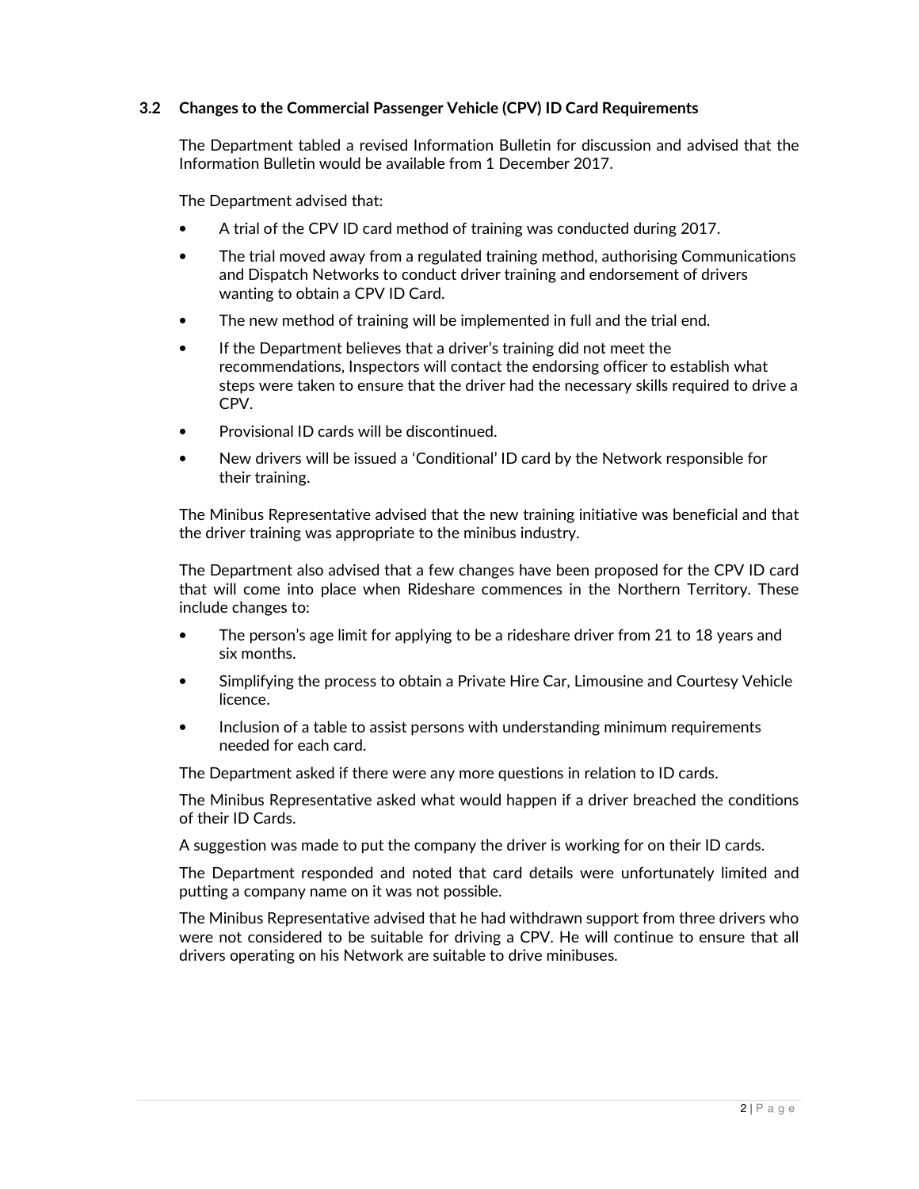### 3.2 Changes to the Commercial Passenger Vehicle (CPV) ID Card Requirements

The Department tabled a revised Information Bulletin for discussion and advised that the Information Bulletin would be available from 1 December 2017.

The Department advised that:

- A trial of the CPV ID card method of training was conducted during 2017.
- The trial moved away from a regulated training method, authorising Communications and Dispatch Networks to conduct driver training and endorsement of drivers wanting to obtain a CPV ID Card.
- The new method of training will be implemented in full and the trial end.
- If the Department believes that a driver's training did not meet the recommendations, Inspectors will contact the endorsing officer to establish what steps were taken to ensure that the driver had the necessary skills required to drive a CPV.
- Provisional ID cards will be discontinued.
- New drivers will be issued a 'Conditional' ID card by the Network responsible for their training.

The Minibus Representative advised that the new training initiative was beneficial and that the driver training was appropriate to the minibus industry.

The Department also advised that a few changes have been proposed for the CPV ID card that will come into place when Rideshare commences in the Northern Territory. These include changes to:

- The person's age limit for applying to be a rideshare driver from 21 to 18 years and six months.
- Simplifying the process to obtain a Private Hire Car, Limousine and Courtesy Vehicle licence.
- Inclusion of a table to assist persons with understanding minimum requirements needed for each card.

The Department asked if there were any more questions in relation to ID cards.

The Minibus Representative asked what would happen if a driver breached the conditions of their ID Cards.

A suggestion was made to put the company the driver is working for on their ID cards.

The Department responded and noted that card details were unfortunately limited and putting a company name on it was not possible.

The Minibus Representative advised that he had withdrawn support from three drivers who were not considered to be suitable for driving a CPV. He will continue to ensure that all drivers operating on his Network are suitable to drive minibuses.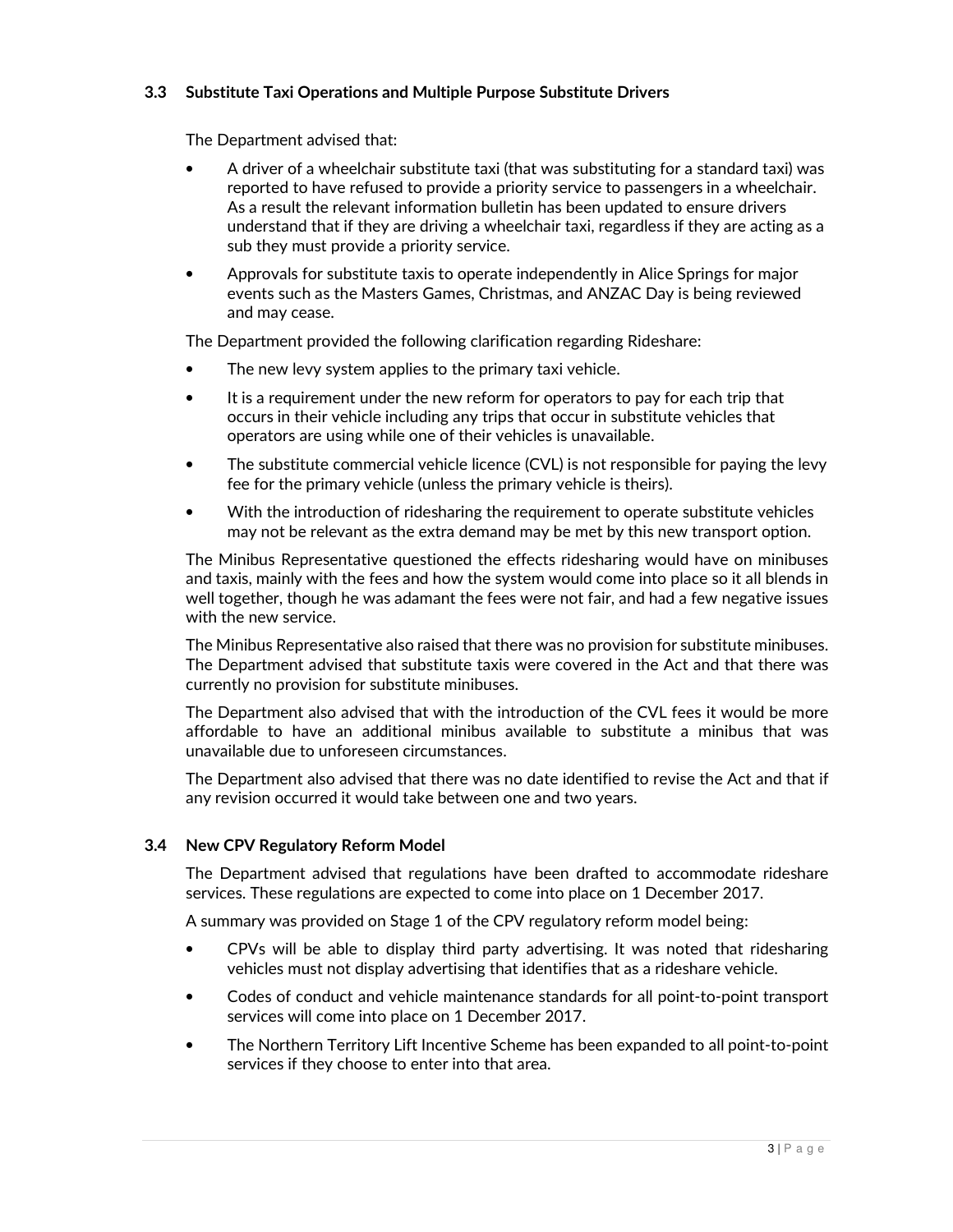### 3.3 Substitute Taxi Operations and Multiple Purpose Substitute Drivers

The Department advised that:

- A driver of a wheelchair substitute taxi (that was substituting for a standard taxi) was reported to have refused to provide a priority service to passengers in a wheelchair. As a result the relevant information bulletin has been updated to ensure drivers understand that if they are driving a wheelchair taxi, regardless if they are acting as a sub they must provide a priority service.
- Approvals for substitute taxis to operate independently in Alice Springs for major events such as the Masters Games, Christmas, and ANZAC Day is being reviewed and may cease.

The Department provided the following clarification regarding Rideshare:

- The new levy system applies to the primary taxi vehicle.
- It is a requirement under the new reform for operators to pay for each trip that occurs in their vehicle including any trips that occur in substitute vehicles that operators are using while one of their vehicles is unavailable.
- The substitute commercial vehicle licence (CVL) is not responsible for paying the levy fee for the primary vehicle (unless the primary vehicle is theirs).
- With the introduction of ridesharing the requirement to operate substitute vehicles may not be relevant as the extra demand may be met by this new transport option.

The Minibus Representative questioned the effects ridesharing would have on minibuses and taxis, mainly with the fees and how the system would come into place so it all blends in well together, though he was adamant the fees were not fair, and had a few negative issues with the new service.

The Minibus Representative also raised that there was no provision for substitute minibuses. The Department advised that substitute taxis were covered in the Act and that there was currently no provision for substitute minibuses.

The Department also advised that with the introduction of the CVL fees it would be more affordable to have an additional minibus available to substitute a minibus that was unavailable due to unforeseen circumstances.

The Department also advised that there was no date identified to revise the Act and that if any revision occurred it would take between one and two years.

### 3.4 New CPV Regulatory Reform Model

The Department advised that regulations have been drafted to accommodate rideshare services. These regulations are expected to come into place on 1 December 2017.

A summary was provided on Stage 1 of the CPV regulatory reform model being:

- CPVs will be able to display third party advertising. It was noted that ridesharing vehicles must not display advertising that identifies that as a rideshare vehicle.
- Codes of conduct and vehicle maintenance standards for all point-to-point transport services will come into place on 1 December 2017.
- The Northern Territory Lift Incentive Scheme has been expanded to all point-to-point services if they choose to enter into that area.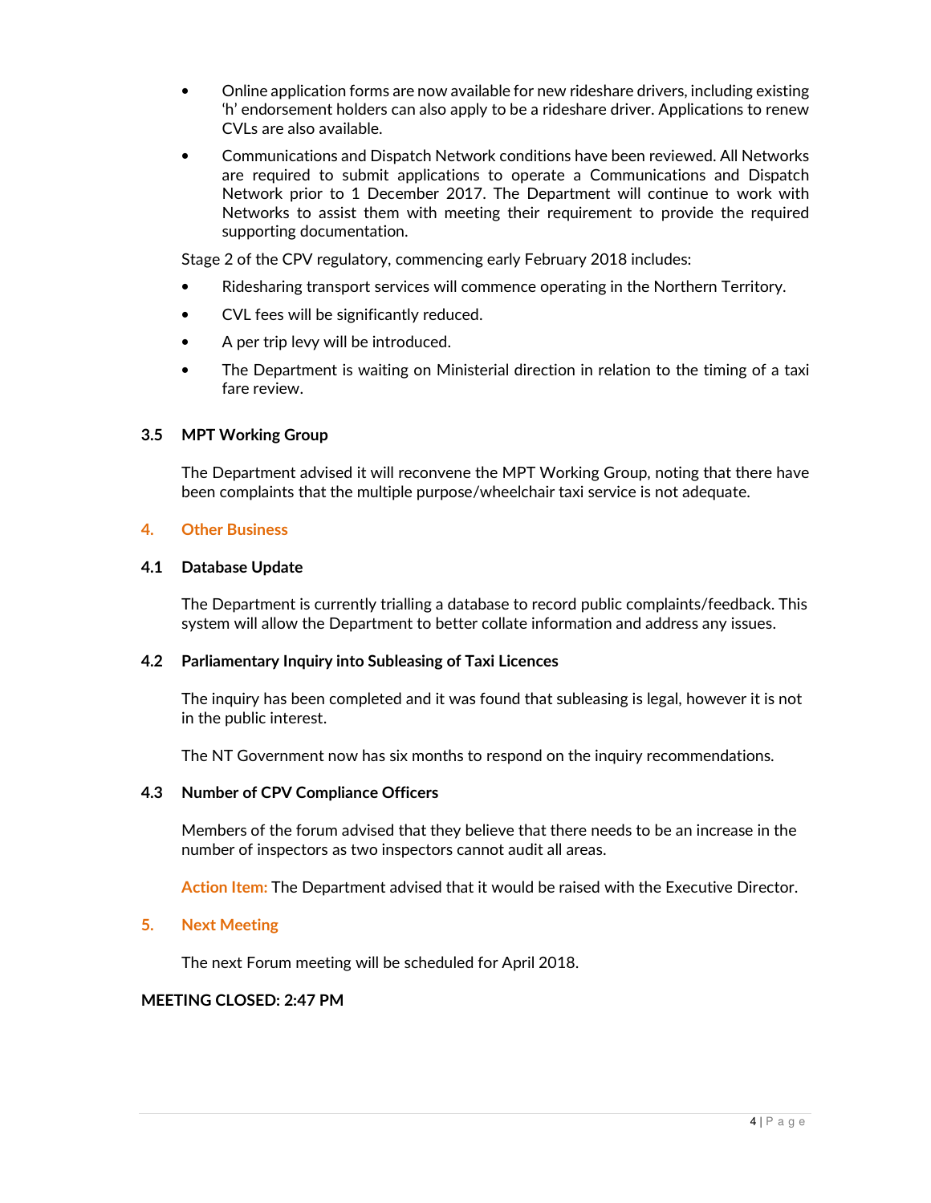- Online application forms are now available for new rideshare drivers, including existing 'h' endorsement holders can also apply to be a rideshare driver. Applications to renew CVLs are also available.
- Communications and Dispatch Network conditions have been reviewed. All Networks are required to submit applications to operate a Communications and Dispatch Network prior to 1 December 2017. The Department will continue to work with Networks to assist them with meeting their requirement to provide the required supporting documentation.

Stage 2 of the CPV regulatory, commencing early February 2018 includes:

- Ridesharing transport services will commence operating in the Northern Territory.
- CVL fees will be significantly reduced.
- A per trip levy will be introduced.
- The Department is waiting on Ministerial direction in relation to the timing of a taxi fare review.

### 3.5 MPT Working Group

The Department advised it will reconvene the MPT Working Group, noting that there have been complaints that the multiple purpose/wheelchair taxi service is not adequate.

## 4. Other Business

### 4.1 Database Update

The Department is currently trialling a database to record public complaints/feedback. This system will allow the Department to better collate information and address any issues.

### 4.2 Parliamentary Inquiry into Subleasing of Taxi Licences

The inquiry has been completed and it was found that subleasing is legal, however it is not in the public interest.

The NT Government now has six months to respond on the inquiry recommendations.

### 4.3 Number of CPV Compliance Officers

Members of the forum advised that they believe that there needs to be an increase in the number of inspectors as two inspectors cannot audit all areas.

**Action Item:** The Department advised that it would be raised with the Executive Director.

## 5. Next Meeting

The next Forum meeting will be scheduled for April 2018.

**MEETING CLOSED: 2:47 PM**